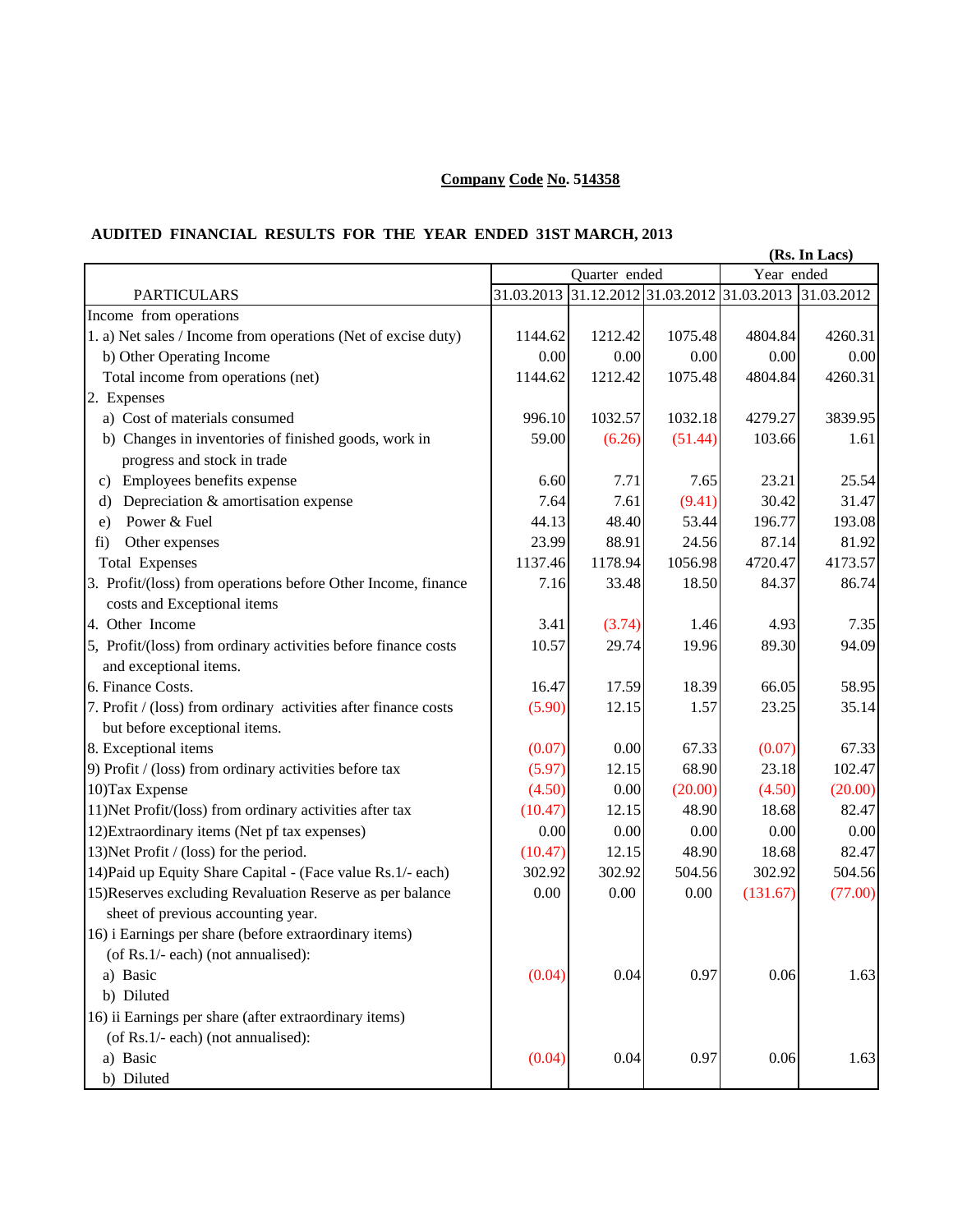**Company Code No. 514358**

**AUDITED FINANCIAL RESULTS FOR THE YEAR ENDED 31ST MARCH, 2013**

**(Rs. In Lacs)**

| PARTICULARS | Quarter ended | | | Year ended | |
|---|---|---|---|---|---|
| | 31.03.2013 | 31.12.2012 | 31.03.2012 | 31.03.2013 | 31.03.2012 |
| Income from operations | | | | | |
| 1. a) Net sales / Income from operations (Net of excise duty) | 1144.62 | 1212.42 | 1075.48 | 4804.84 | 4260.31 |
| b) Other Operating Income | 0.00 | 0.00 | 0.00 | 0.00 | 0.00 |
| Total income from operations (net) | 1144.62 | 1212.42 | 1075.48 | 4804.84 | 4260.31 |
| 2. Expenses | | | | | |
| a) Cost of materials consumed | 996.10 | 1032.57 | 1032.18 | 4279.27 | 3839.95 |
| b) Changes in inventories of finished goods, work in progress and stock in trade | 59.00 | (6.26) | (51.44) | 103.66 | 1.61 |
| c) Employees benefits expense | 6.60 | 7.71 | 7.65 | 23.21 | 25.54 |
| d) Depreciation & amortisation expense | 7.64 | 7.61 | (9.41) | 30.42 | 31.47 |
| e) Power & Fuel | 44.13 | 48.40 | 53.44 | 196.77 | 193.08 |
| fi) Other expenses | 23.99 | 88.91 | 24.56 | 87.14 | 81.92 |
| Total Expenses | 1137.46 | 1178.94 | 1056.98 | 4720.47 | 4173.57 |
| 3. Profit/(loss) from operations before Other Income, finance costs and Exceptional items | 7.16 | 33.48 | 18.50 | 84.37 | 86.74 |
| 4. Other Income | 3.41 | (3.74) | 1.46 | 4.93 | 7.35 |
| 5, Profit/(loss) from ordinary activities before finance costs and exceptional items. | 10.57 | 29.74 | 19.96 | 89.30 | 94.09 |
| 6. Finance Costs. | 16.47 | 17.59 | 18.39 | 66.05 | 58.95 |
| 7. Profit / (loss) from ordinary activities after finance costs but before exceptional items. | (5.90) | 12.15 | 1.57 | 23.25 | 35.14 |
| 8. Exceptional items | (0.07) | 0.00 | 67.33 | (0.07) | 67.33 |
| 9) Profit / (loss) from ordinary activities before tax | (5.97) | 12.15 | 68.90 | 23.18 | 102.47 |
| 10)Tax Expense | (4.50) | 0.00 | (20.00) | (4.50) | (20.00) |
| 11)Net Profit/(loss) from ordinary activities after tax | (10.47) | 12.15 | 48.90 | 18.68 | 82.47 |
| 12)Extraordinary items (Net pf tax expenses) | 0.00 | 0.00 | 0.00 | 0.00 | 0.00 |
| 13)Net Profit / (loss) for the period. | (10.47) | 12.15 | 48.90 | 18.68 | 82.47 |
| 14)Paid up Equity Share Capital - (Face value Rs.1/- each) | 302.92 | 302.92 | 504.56 | 302.92 | 504.56 |
| 15)Reserves excluding Revaluation Reserve as per balance sheet of previous accounting year. | 0.00 | 0.00 | 0.00 | (131.67) | (77.00) |
| 16) i Earnings per share (before extraordinary items) (of Rs.1/- each) (not annualised): | | | | | |
| a) Basic | (0.04) | 0.04 | 0.97 | 0.06 | 1.63 |
| b) Diluted | | | | | |
| 16) ii Earnings per share (after extraordinary items) (of Rs.1/- each) (not annualised): | | | | | |
| a) Basic | (0.04) | 0.04 | 0.97 | 0.06 | 1.63 |
| b) Diluted | | | | | |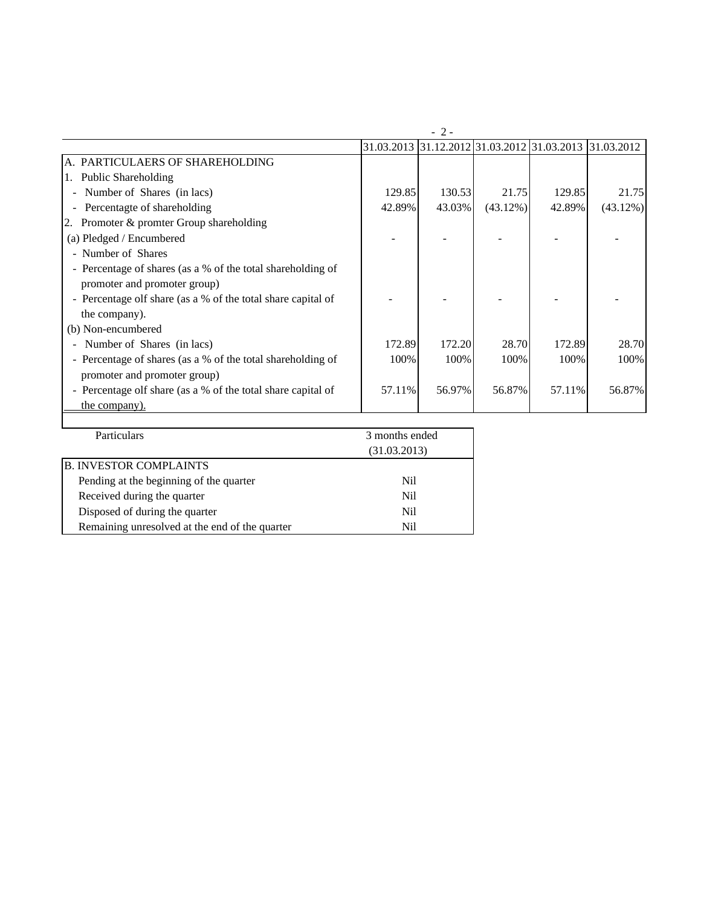| | 31.03.2013 | 31.12.2012 | 31.03.2012 | 31.03.2013 | 31.03.2012 |
|---|---|---|---|---|---|
| A. PARTICULAERS OF SHAREHOLDING | | | | | |
| 1. Public Shareholding | | | | | |
| - Number of Shares (in lacs) | 129.85 | 130.53 | 21.75 | 129.85 | 21.75 |
| - Percentagte of shareholding | 42.89% | 43.03% | (43.12%) | 42.89% | (43.12%) |
| 2. Promoter & promter Group shareholding | | | | | |
| (a) Pledged / Encumbered | - | - | - | - | - |
| - Number of Shares | | | | | |
| - Percentage of shares (as a % of the total shareholding of promoter and promoter group) | | | | | |
| - Percentage olf share (as a % of the total share capital of the company). | - | - | - | - | - |
| (b) Non-encumbered | | | | | |
| - Number of Shares (in lacs) | 172.89 | 172.20 | 28.70 | 172.89 | 28.70 |
| - Percentage of shares (as a % of the total shareholding of promoter and promoter group) | 100% | 100% | 100% | 100% | 100% |
| - Percentage olf share (as a % of the total share capital of the company). | 57.11% | 56.97% | 56.87% | 57.11% | 56.87% |

| Particulars | 3 months ended (31.03.2013) |
|---|---|
| B. INVESTOR COMPLAINTS | |
| Pending at the beginning of the quarter | Nil |
| Received during the quarter | Nil |
| Disposed of during the quarter | Nil |
| Remaining unresolved at the end of the quarter | Nil |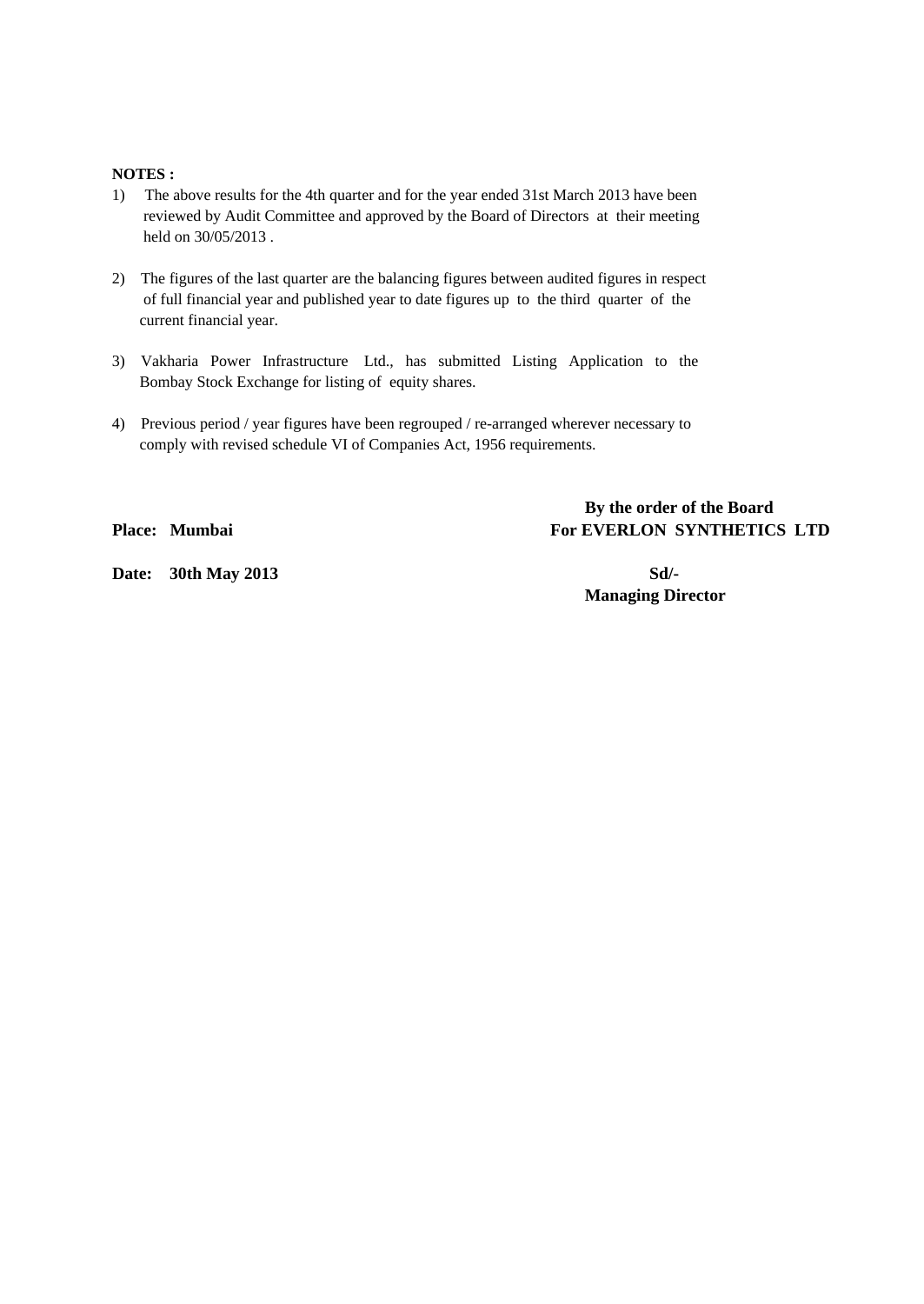**NOTES :**

1) The above results for the 4th quarter and for the year ended 31st March 2013 have been reviewed by Audit Committee and approved by the Board of Directors at their meeting held on 30/05/2013 .

2) The figures of the last quarter are the balancing figures between audited figures in respect of full financial year and published year to date figures up to the third quarter of the current financial year.

3) Vakharia Power Infrastructure Ltd., has submitted Listing Application to the Bombay Stock Exchange for listing of equity shares.

4) Previous period / year figures have been regrouped / re-arranged wherever necessary to comply with revised schedule VI of Companies Act, 1956 requirements.

**By the order of the Board**

**Place: Mumbai** **For EVERLON SYNTHETICS LTD**

**Date: 30th May 2013** **Sd/-**

**Managing Director**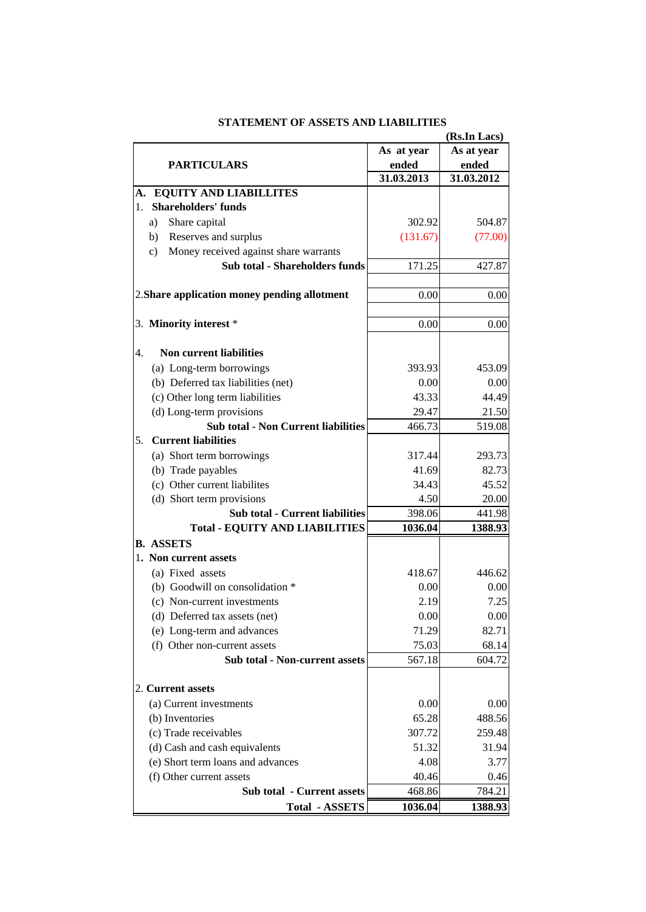## STATEMENT OF ASSETS AND LIABILITIES

(Rs.In Lacs)

| PARTICULARS | As at year ended 31.03.2013 | As at year ended 31.03.2012 |
|---|---|---|
| **A. EQUITY AND LIABILLITES** | | |
| 1. **Shareholders' funds** | | |
| a) Share capital | 302.92 | 504.87 |
| b) Reserves and surplus | (131.67) | (77.00) |
| c) Money received against share warrants | | |
| **Sub total - Shareholders funds** | 171.25 | 427.87 |
| 2.**Share application money pending allotment** | 0.00 | 0.00 |
| 3. **Minority interest** * | 0.00 | 0.00 |
| 4. **Non current liabilities** | | |
| (a) Long-term borrowings | 393.93 | 453.09 |
| (b) Deferred tax liabilities (net) | 0.00 | 0.00 |
| (c) Other long term liabilities | 43.33 | 44.49 |
| (d) Long-term provisions | 29.47 | 21.50 |
| **Sub total - Non Current liabilities** | 466.73 | 519.08 |
| 5. **Current liabilities** | | |
| (a) Short term borrowings | 317.44 | 293.73 |
| (b) Trade payables | 41.69 | 82.73 |
| (c) Other current liabilites | 34.43 | 45.52 |
| (d) Short term provisions | 4.50 | 20.00 |
| **Sub total - Current liabilities** | 398.06 | 441.98 |
| **Total - EQUITY AND LIABILITIES** | **1036.04** | **1388.93** |
| **B. ASSETS** | | |
| 1. **Non current assets** | | |
| (a) Fixed assets | 418.67 | 446.62 |
| (b) Goodwill on consolidation * | 0.00 | 0.00 |
| (c) Non-current investments | 2.19 | 7.25 |
| (d) Deferred tax assets (net) | 0.00 | 0.00 |
| (e) Long-term and advances | 71.29 | 82.71 |
| (f) Other non-current assets | 75.03 | 68.14 |
| **Sub total - Non-current assets** | 567.18 | 604.72 |
| 2. **Current assets** | | |
| (a) Current investments | 0.00 | 0.00 |
| (b) Inventories | 65.28 | 488.56 |
| (c) Trade receivables | 307.72 | 259.48 |
| (d) Cash and cash equivalents | 51.32 | 31.94 |
| (e) Short term loans and advances | 4.08 | 3.77 |
| (f) Other current assets | 40.46 | 0.46 |
| **Sub total - Current assets** | 468.86 | 784.21 |
| **Total - ASSETS** | **1036.04** | **1388.93** |